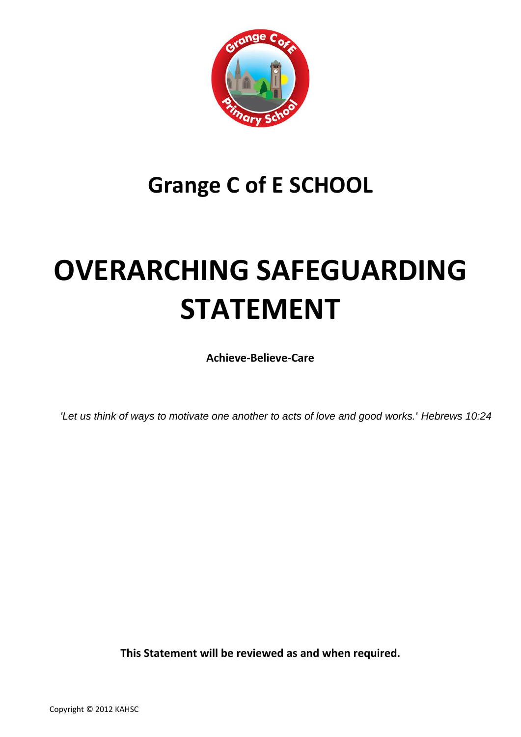# Grange C of E SCHOOL

# OVERARCHING SAFEGUARDING STATEMENT

**Achieve-Believe-Care**

*'Let us think of ways to motivate one another to acts of love and good works.'* Hebrews 10:24

**This Statement will be reviewed as and when required.**

Copyright © 2012 KAHSC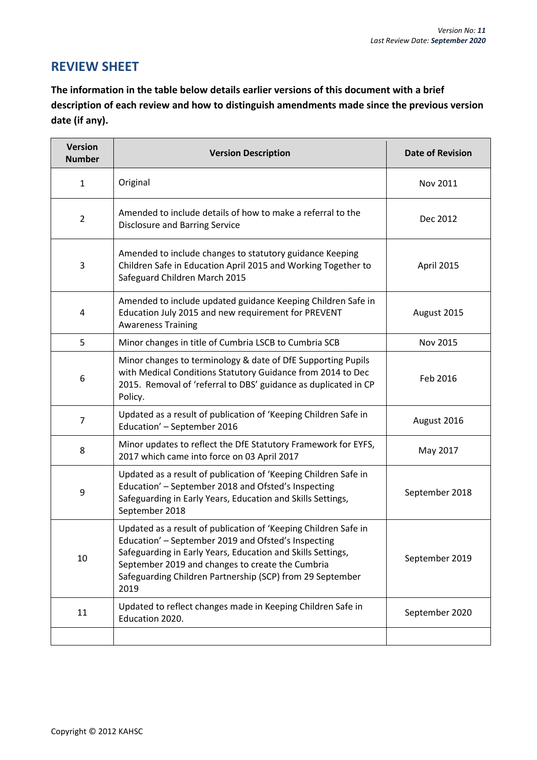## REVIEW SHEET

**The information in the table below details earlier versions of this document with a brief description of each review and how to distinguish amendments made since the previous version date (if any).**

| Version Number | Version Description | Date of Revision |
|---|---|---|
| 1 | Original | Nov 2011 |
| 2 | Amended to include details of how to make a referral to the Disclosure and Barring Service | Dec 2012 |
| 3 | Amended to include changes to statutory guidance Keeping Children Safe in Education April 2015 and Working Together to Safeguard Children March 2015 | April 2015 |
| 4 | Amended to include updated guidance Keeping Children Safe in Education July 2015 and new requirement for PREVENT Awareness Training | August 2015 |
| 5 | Minor changes in title of Cumbria LSCB to Cumbria SCB | Nov 2015 |
| 6 | Minor changes to terminology & date of DfE Supporting Pupils with Medical Conditions Statutory Guidance from 2014 to Dec 2015. Removal of 'referral to DBS' guidance as duplicated in CP Policy. | Feb 2016 |
| 7 | Updated as a result of publication of 'Keeping Children Safe in Education' – September 2016 | August 2016 |
| 8 | Minor updates to reflect the DfE Statutory Framework for EYFS, 2017 which came into force on 03 April 2017 | May 2017 |
| 9 | Updated as a result of publication of 'Keeping Children Safe in Education' – September 2018 and Ofsted's Inspecting Safeguarding in Early Years, Education and Skills Settings, September 2018 | September 2018 |
| 10 | Updated as a result of publication of 'Keeping Children Safe in Education' – September 2019 and Ofsted's Inspecting Safeguarding in Early Years, Education and Skills Settings, September 2019 and changes to create the Cumbria Safeguarding Children Partnership (SCP) from 29 September 2019 | September 2019 |
| 11 | Updated to reflect changes made in Keeping Children Safe in Education 2020. | September 2020 |
| | | |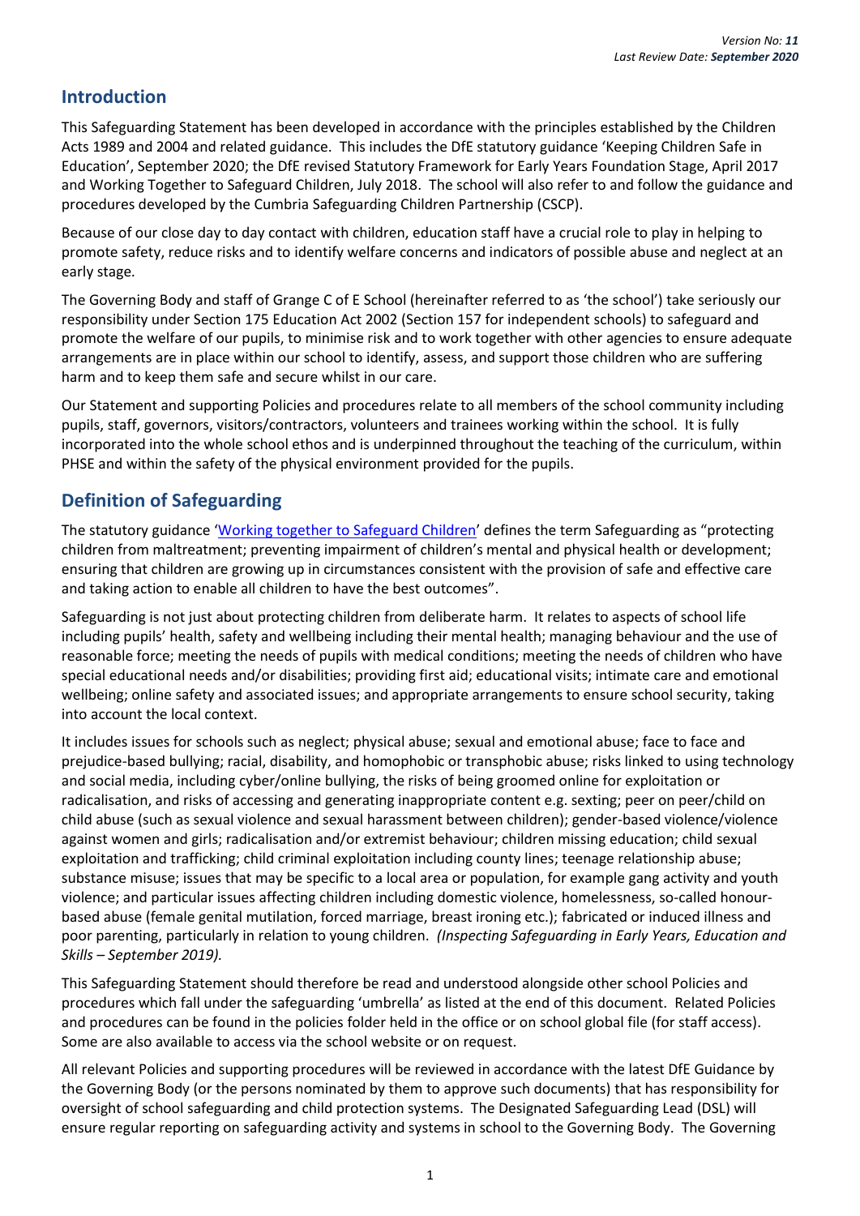*Version No: **11***
*Last Review Date: **September 2020***

## Introduction

This Safeguarding Statement has been developed in accordance with the principles established by the Children Acts 1989 and 2004 and related guidance. This includes the DfE statutory guidance 'Keeping Children Safe in Education', September 2020; the DfE revised Statutory Framework for Early Years Foundation Stage, April 2017 and Working Together to Safeguard Children, July 2018. The school will also refer to and follow the guidance and procedures developed by the Cumbria Safeguarding Children Partnership (CSCP).

Because of our close day to day contact with children, education staff have a crucial role to play in helping to promote safety, reduce risks and to identify welfare concerns and indicators of possible abuse and neglect at an early stage.

The Governing Body and staff of Grange C of E School (hereinafter referred to as 'the school') take seriously our responsibility under Section 175 Education Act 2002 (Section 157 for independent schools) to safeguard and promote the welfare of our pupils, to minimise risk and to work together with other agencies to ensure adequate arrangements are in place within our school to identify, assess, and support those children who are suffering harm and to keep them safe and secure whilst in our care.

Our Statement and supporting Policies and procedures relate to all members of the school community including pupils, staff, governors, visitors/contractors, volunteers and trainees working within the school. It is fully incorporated into the whole school ethos and is underpinned throughout the teaching of the curriculum, within PHSE and within the safety of the physical environment provided for the pupils.

## Definition of Safeguarding

The statutory guidance 'Working together to Safeguard Children' defines the term Safeguarding as "protecting children from maltreatment; preventing impairment of children's mental and physical health or development; ensuring that children are growing up in circumstances consistent with the provision of safe and effective care and taking action to enable all children to have the best outcomes".

Safeguarding is not just about protecting children from deliberate harm. It relates to aspects of school life including pupils' health, safety and wellbeing including their mental health; managing behaviour and the use of reasonable force; meeting the needs of pupils with medical conditions; meeting the needs of children who have special educational needs and/or disabilities; providing first aid; educational visits; intimate care and emotional wellbeing; online safety and associated issues; and appropriate arrangements to ensure school security, taking into account the local context.

It includes issues for schools such as neglect; physical abuse; sexual and emotional abuse; face to face and prejudice-based bullying; racial, disability, and homophobic or transphobic abuse; risks linked to using technology and social media, including cyber/online bullying, the risks of being groomed online for exploitation or radicalisation, and risks of accessing and generating inappropriate content e.g. sexting; peer on peer/child on child abuse (such as sexual violence and sexual harassment between children); gender-based violence/violence against women and girls; radicalisation and/or extremist behaviour; children missing education; child sexual exploitation and trafficking; child criminal exploitation including county lines; teenage relationship abuse; substance misuse; issues that may be specific to a local area or population, for example gang activity and youth violence; and particular issues affecting children including domestic violence, homelessness, so-called honour-based abuse (female genital mutilation, forced marriage, breast ironing etc.); fabricated or induced illness and poor parenting, particularly in relation to young children. *(Inspecting Safeguarding in Early Years, Education and Skills – September 2019).*

This Safeguarding Statement should therefore be read and understood alongside other school Policies and procedures which fall under the safeguarding 'umbrella' as listed at the end of this document. Related Policies and procedures can be found in the policies folder held in the office or on school global file (for staff access). Some are also available to access via the school website or on request.

All relevant Policies and supporting procedures will be reviewed in accordance with the latest DfE Guidance by the Governing Body (or the persons nominated by them to approve such documents) that has responsibility for oversight of school safeguarding and child protection systems. The Designated Safeguarding Lead (DSL) will ensure regular reporting on safeguarding activity and systems in school to the Governing Body. The Governing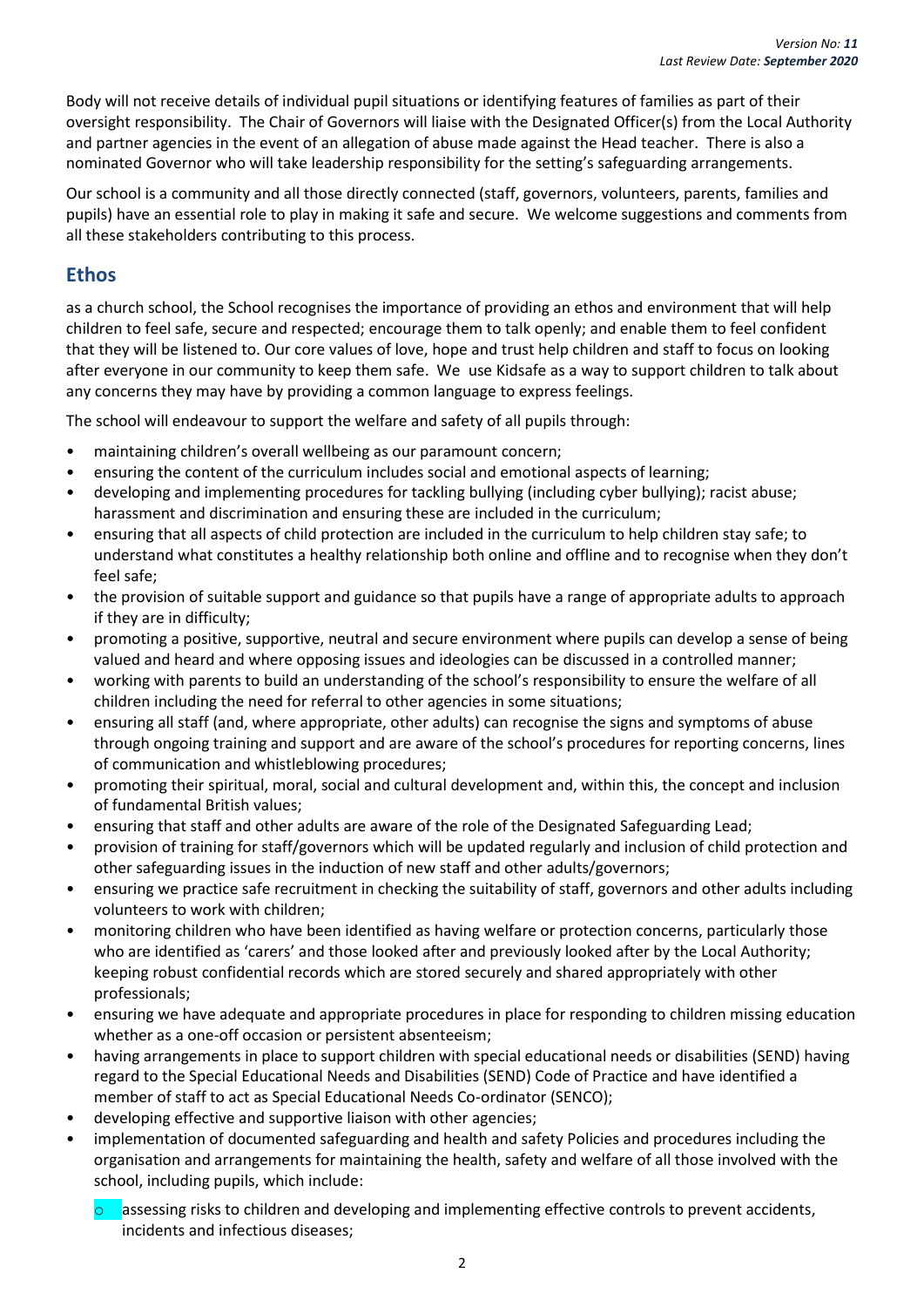Body will not receive details of individual pupil situations or identifying features of families as part of their oversight responsibility. The Chair of Governors will liaise with the Designated Officer(s) from the Local Authority and partner agencies in the event of an allegation of abuse made against the Head teacher. There is also a nominated Governor who will take leadership responsibility for the setting's safeguarding arrangements.

Our school is a community and all those directly connected (staff, governors, volunteers, parents, families and pupils) have an essential role to play in making it safe and secure. We welcome suggestions and comments from all these stakeholders contributing to this process.

## Ethos

as a church school, the School recognises the importance of providing an ethos and environment that will help children to feel safe, secure and respected; encourage them to talk openly; and enable them to feel confident that they will be listened to. Our core values of love, hope and trust help children and staff to focus on looking after everyone in our community to keep them safe. We use Kidsafe as a way to support children to talk about any concerns they may have by providing a common language to express feelings.

The school will endeavour to support the welfare and safety of all pupils through:

- maintaining children's overall wellbeing as our paramount concern;
- ensuring the content of the curriculum includes social and emotional aspects of learning;
- developing and implementing procedures for tackling bullying (including cyber bullying); racist abuse; harassment and discrimination and ensuring these are included in the curriculum;
- ensuring that all aspects of child protection are included in the curriculum to help children stay safe; to understand what constitutes a healthy relationship both online and offline and to recognise when they don't feel safe;
- the provision of suitable support and guidance so that pupils have a range of appropriate adults to approach if they are in difficulty;
- promoting a positive, supportive, neutral and secure environment where pupils can develop a sense of being valued and heard and where opposing issues and ideologies can be discussed in a controlled manner;
- working with parents to build an understanding of the school's responsibility to ensure the welfare of all children including the need for referral to other agencies in some situations;
- ensuring all staff (and, where appropriate, other adults) can recognise the signs and symptoms of abuse through ongoing training and support and are aware of the school's procedures for reporting concerns, lines of communication and whistleblowing procedures;
- promoting their spiritual, moral, social and cultural development and, within this, the concept and inclusion of fundamental British values;
- ensuring that staff and other adults are aware of the role of the Designated Safeguarding Lead;
- provision of training for staff/governors which will be updated regularly and inclusion of child protection and other safeguarding issues in the induction of new staff and other adults/governors;
- ensuring we practice safe recruitment in checking the suitability of staff, governors and other adults including volunteers to work with children;
- monitoring children who have been identified as having welfare or protection concerns, particularly those who are identified as 'carers' and those looked after and previously looked after by the Local Authority; keeping robust confidential records which are stored securely and shared appropriately with other professionals;
- ensuring we have adequate and appropriate procedures in place for responding to children missing education whether as a one-off occasion or persistent absenteeism;
- having arrangements in place to support children with special educational needs or disabilities (SEND) having regard to the Special Educational Needs and Disabilities (SEND) Code of Practice and have identified a member of staff to act as Special Educational Needs Co-ordinator (SENCO);
- developing effective and supportive liaison with other agencies;
- implementation of documented safeguarding and health and safety Policies and procedures including the organisation and arrangements for maintaining the health, safety and welfare of all those involved with the school, including pupils, which include:
  - assessing risks to children and developing and implementing effective controls to prevent accidents, incidents and infectious diseases;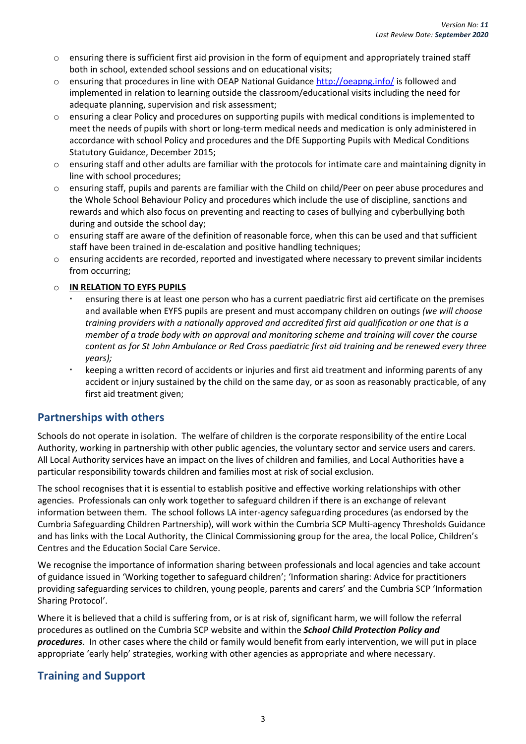- ensuring there is sufficient first aid provision in the form of equipment and appropriately trained staff both in school, extended school sessions and on educational visits;
- ensuring that procedures in line with OEAP National Guidance [http://oeapng.info/](http://oeapng.info/) is followed and implemented in relation to learning outside the classroom/educational visits including the need for adequate planning, supervision and risk assessment;
- ensuring a clear Policy and procedures on supporting pupils with medical conditions is implemented to meet the needs of pupils with short or long-term medical needs and medication is only administered in accordance with school Policy and procedures and the DfE Supporting Pupils with Medical Conditions Statutory Guidance, December 2015;
- ensuring staff and other adults are familiar with the protocols for intimate care and maintaining dignity in line with school procedures;
- ensuring staff, pupils and parents are familiar with the Child on child/Peer on peer abuse procedures and the Whole School Behaviour Policy and procedures which include the use of discipline, sanctions and rewards and which also focus on preventing and reacting to cases of bullying and cyberbullying both during and outside the school day;
- ensuring staff are aware of the definition of reasonable force, when this can be used and that sufficient staff have been trained in de-escalation and positive handling techniques;
- ensuring accidents are recorded, reported and investigated where necessary to prevent similar incidents from occurring;
- **IN RELATION TO EYFS PUPILS**
  - ensuring there is at least one person who has a current paediatric first aid certificate on the premises and available when EYFS pupils are present and must accompany children on outings *(we will choose training providers with a nationally approved and accredited first aid qualification or one that is a member of a trade body with an approval and monitoring scheme and training will cover the course content as for St John Ambulance or Red Cross paediatric first aid training and be renewed every three years);*
  - keeping a written record of accidents or injuries and first aid treatment and informing parents of any accident or injury sustained by the child on the same day, or as soon as reasonably practicable, of any first aid treatment given;

## Partnerships with others

Schools do not operate in isolation. The welfare of children is the corporate responsibility of the entire Local Authority, working in partnership with other public agencies, the voluntary sector and service users and carers. All Local Authority services have an impact on the lives of children and families, and Local Authorities have a particular responsibility towards children and families most at risk of social exclusion.

The school recognises that it is essential to establish positive and effective working relationships with other agencies. Professionals can only work together to safeguard children if there is an exchange of relevant information between them. The school follows LA inter-agency safeguarding procedures (as endorsed by the Cumbria Safeguarding Children Partnership), will work within the Cumbria SCP Multi-agency Thresholds Guidance and has links with the Local Authority, the Clinical Commissioning group for the area, the local Police, Children's Centres and the Education Social Care Service.

We recognise the importance of information sharing between professionals and local agencies and take account of guidance issued in 'Working together to safeguard children'; 'Information sharing: Advice for practitioners providing safeguarding services to children, young people, parents and carers' and the Cumbria SCP 'Information Sharing Protocol'.

Where it is believed that a child is suffering from, or is at risk of, significant harm, we will follow the referral procedures as outlined on the Cumbria SCP website and within the ***School Child Protection Policy and procedures***. In other cases where the child or family would benefit from early intervention, we will put in place appropriate 'early help' strategies, working with other agencies as appropriate and where necessary.

## Training and Support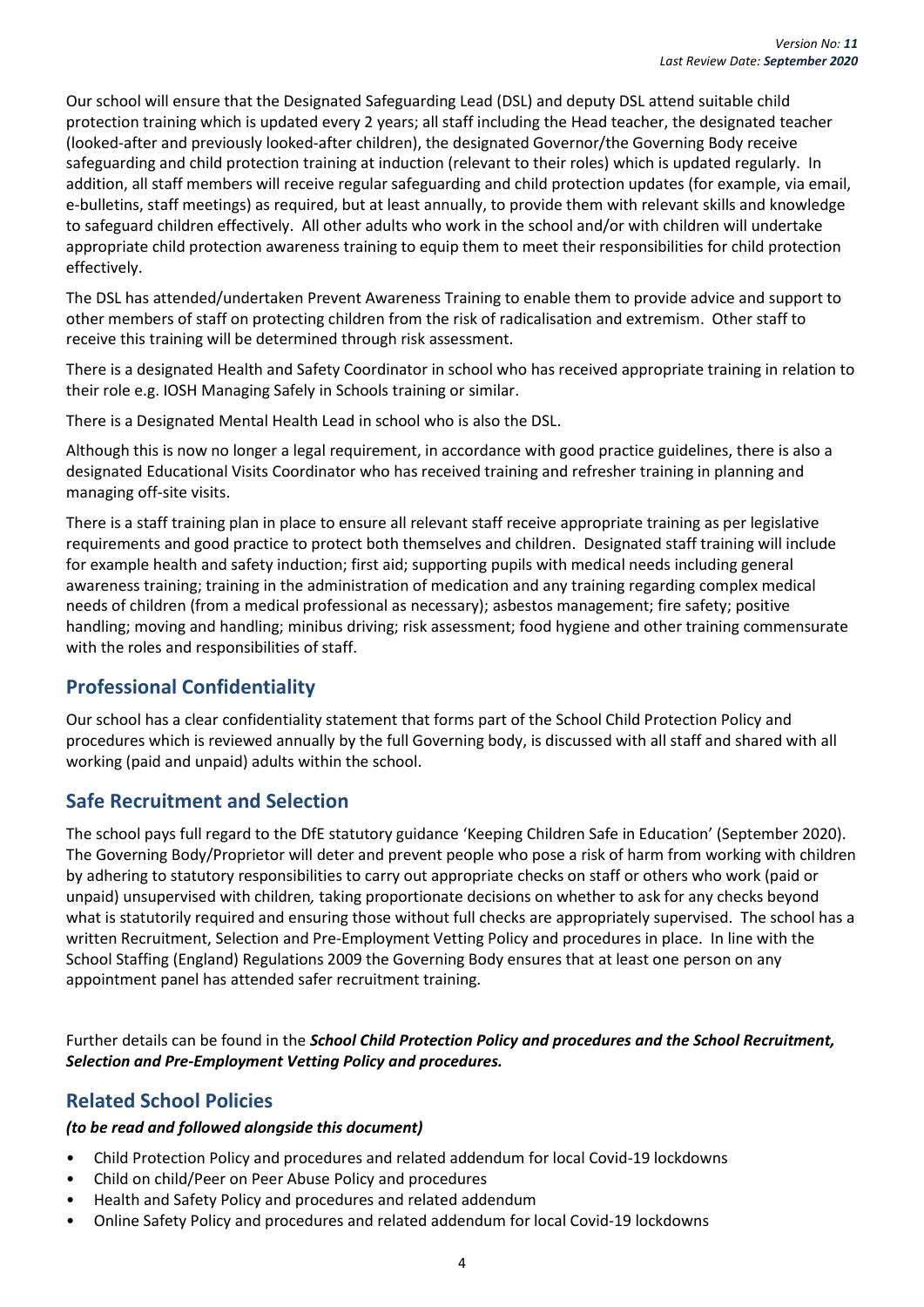Our school will ensure that the Designated Safeguarding Lead (DSL) and deputy DSL attend suitable child protection training which is updated every 2 years; all staff including the Head teacher, the designated teacher (looked-after and previously looked-after children), the designated Governor/the Governing Body receive safeguarding and child protection training at induction (relevant to their roles) which is updated regularly. In addition, all staff members will receive regular safeguarding and child protection updates (for example, via email, e-bulletins, staff meetings) as required, but at least annually, to provide them with relevant skills and knowledge to safeguard children effectively. All other adults who work in the school and/or with children will undertake appropriate child protection awareness training to equip them to meet their responsibilities for child protection effectively.

The DSL has attended/undertaken Prevent Awareness Training to enable them to provide advice and support to other members of staff on protecting children from the risk of radicalisation and extremism. Other staff to receive this training will be determined through risk assessment.

There is a designated Health and Safety Coordinator in school who has received appropriate training in relation to their role e.g. IOSH Managing Safely in Schools training or similar.

There is a Designated Mental Health Lead in school who is also the DSL.

Although this is now no longer a legal requirement, in accordance with good practice guidelines, there is also a designated Educational Visits Coordinator who has received training and refresher training in planning and managing off-site visits.

There is a staff training plan in place to ensure all relevant staff receive appropriate training as per legislative requirements and good practice to protect both themselves and children. Designated staff training will include for example health and safety induction; first aid; supporting pupils with medical needs including general awareness training; training in the administration of medication and any training regarding complex medical needs of children (from a medical professional as necessary); asbestos management; fire safety; positive handling; moving and handling; minibus driving; risk assessment; food hygiene and other training commensurate with the roles and responsibilities of staff.

## Professional Confidentiality

Our school has a clear confidentiality statement that forms part of the School Child Protection Policy and procedures which is reviewed annually by the full Governing body, is discussed with all staff and shared with all working (paid and unpaid) adults within the school.

## Safe Recruitment and Selection

The school pays full regard to the DfE statutory guidance 'Keeping Children Safe in Education' (September 2020). The Governing Body/Proprietor will deter and prevent people who pose a risk of harm from working with children by adhering to statutory responsibilities to carry out appropriate checks on staff or others who work (paid or unpaid) unsupervised with children*,* taking proportionate decisions on whether to ask for any checks beyond what is statutorily required and ensuring those without full checks are appropriately supervised. The school has a written Recruitment, Selection and Pre-Employment Vetting Policy and procedures in place. In line with the School Staffing (England) Regulations 2009 the Governing Body ensures that at least one person on any appointment panel has attended safer recruitment training.

Further details can be found in the ***School Child Protection Policy and procedures and the School Recruitment, Selection and Pre-Employment Vetting Policy and procedures.***

## Related School Policies

***(to be read and followed alongside this document)***

- Child Protection Policy and procedures and related addendum for local Covid-19 lockdowns
- Child on child/Peer on Peer Abuse Policy and procedures
- Health and Safety Policy and procedures and related addendum
- Online Safety Policy and procedures and related addendum for local Covid-19 lockdowns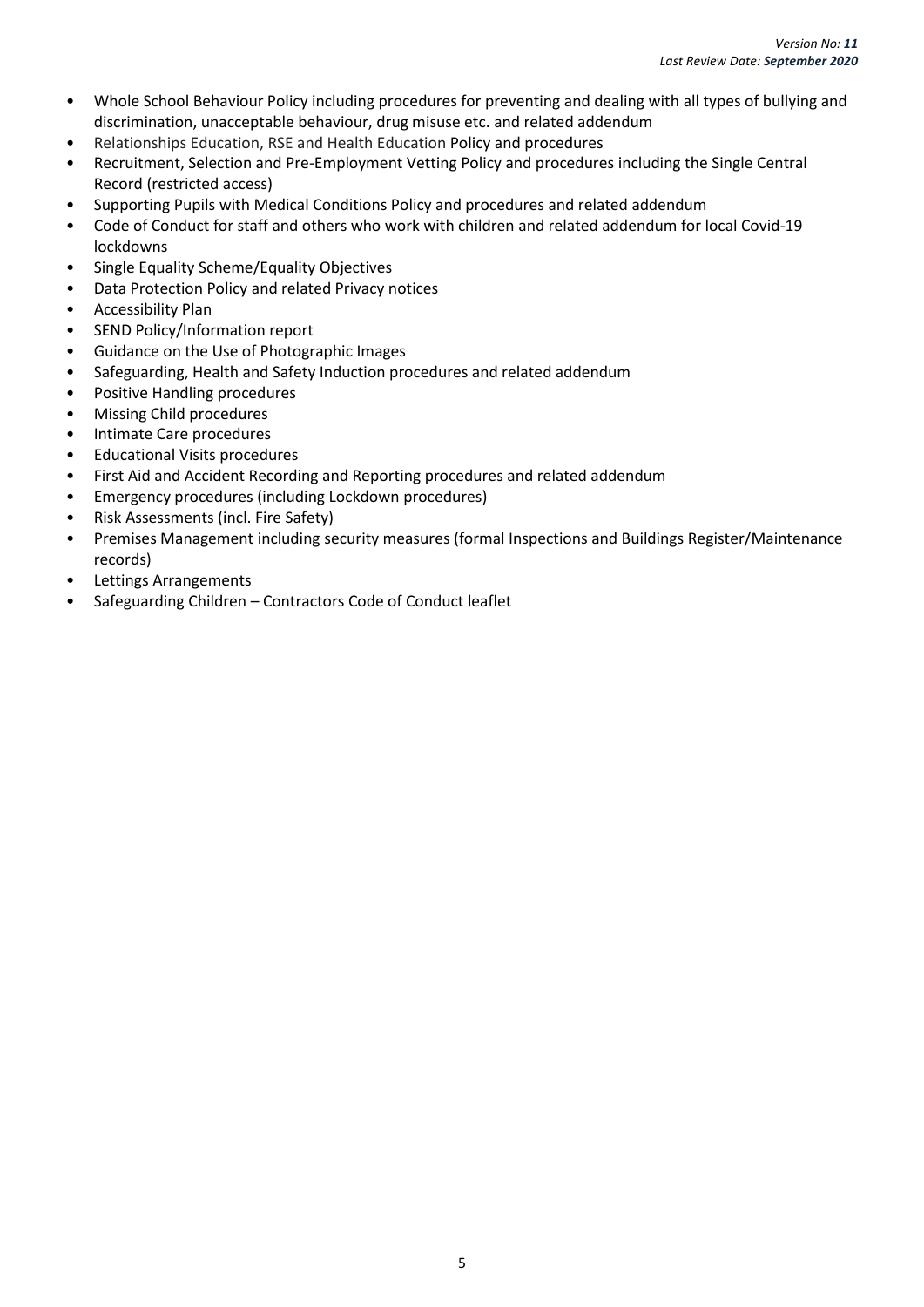- Whole School Behaviour Policy including procedures for preventing and dealing with all types of bullying and discrimination, unacceptable behaviour, drug misuse etc. and related addendum
- Relationships Education, RSE and Health Education Policy and procedures
- Recruitment, Selection and Pre-Employment Vetting Policy and procedures including the Single Central Record (restricted access)
- Supporting Pupils with Medical Conditions Policy and procedures and related addendum
- Code of Conduct for staff and others who work with children and related addendum for local Covid-19 lockdowns
- Single Equality Scheme/Equality Objectives
- Data Protection Policy and related Privacy notices
- Accessibility Plan
- SEND Policy/Information report
- Guidance on the Use of Photographic Images
- Safeguarding, Health and Safety Induction procedures and related addendum
- Positive Handling procedures
- Missing Child procedures
- Intimate Care procedures
- Educational Visits procedures
- First Aid and Accident Recording and Reporting procedures and related addendum
- Emergency procedures (including Lockdown procedures)
- Risk Assessments (incl. Fire Safety)
- Premises Management including security measures (formal Inspections and Buildings Register/Maintenance records)
- Lettings Arrangements
- Safeguarding Children – Contractors Code of Conduct leaflet